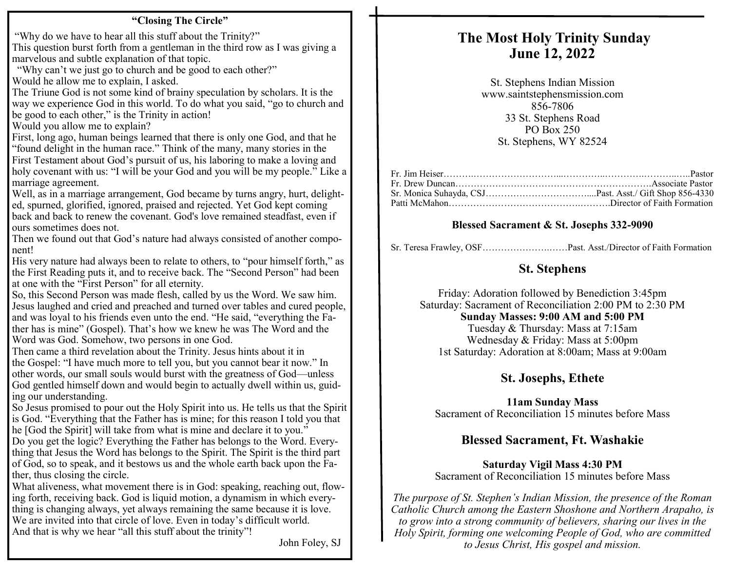## "Closing The Circle"

"Why do we have to hear all this stuff about the Trinity?"
This question burst forth from a gentleman in the third row as I was giving a marvelous and subtle explanation of that topic.

"Why can't we just go to church and be good to each other?"
Would he allow me to explain, I asked.

The Triune God is not some kind of brainy speculation by scholars. It is the way we experience God in this world. To do what you said, "go to church and be good to each other," is the Trinity in action!

Would you allow me to explain?

First, long ago, human beings learned that there is only one God, and that he "found delight in the human race." Think of the many, many stories in the First Testament about God's pursuit of us, his laboring to make a loving and holy covenant with us: "I will be your God and you will be my people." Like a marriage agreement.

Well, as in a marriage arrangement, God became by turns angry, hurt, delighted, spurned, glorified, ignored, praised and rejected. Yet God kept coming back and back to renew the covenant. God's love remained steadfast, even if ours sometimes does not.

Then we found out that God's nature had always consisted of another component!

His very nature had always been to relate to others, to "pour himself forth," as the First Reading puts it, and to receive back. The "Second Person" had been at one with the "First Person" for all eternity.

So, this Second Person was made flesh, called by us the Word. We saw him. Jesus laughed and cried and preached and turned over tables and cured people, and was loyal to his friends even unto the end. "He said, "everything the Father has is mine" (Gospel). That's how we knew he was The Word and the Word was God. Somehow, two persons in one God.

Then came a third revelation about the Trinity. Jesus hints about it in the Gospel: "I have much more to tell you, but you cannot bear it now." In other words, our small souls would burst with the greatness of God—unless God gentled himself down and would begin to actually dwell within us, guiding our understanding.

So Jesus promised to pour out the Holy Spirit into us. He tells us that the Spirit is God. "Everything that the Father has is mine; for this reason I told you that he [God the Spirit] will take from what is mine and declare it to you."

Do you get the logic? Everything the Father has belongs to the Word. Everything that Jesus the Word has belongs to the Spirit. The Spirit is the third part of God, so to speak, and it bestows us and the whole earth back upon the Father, thus closing the circle.

What aliveness, what movement there is in God: speaking, reaching out, flowing forth, receiving back. God is liquid motion, a dynamism in which everything is changing always, yet always remaining the same because it is love. We are invited into that circle of love. Even in today's difficult world.

And that is why we hear "all this stuff about the trinity"!

John Foley, SJ

# The Most Holy Trinity Sunday
# June 12, 2022

St. Stephens Indian Mission
www.saintstephensmission.com
856-7806
33 St. Stephens Road
PO Box 250
St. Stephens, WY 82524

Fr. Jim Heiser……………………………………………………………Pastor
Fr. Drew Duncan………………………………………………………Associate Pastor
Sr. Monica Suhayda, CSJ…………………………………Past. Asst./ Gift Shop 856-4330
Patti McMahon……………………………………………Director of Faith Formation

**Blessed Sacrament & St. Josephs 332-9090**

Sr. Teresa Frawley, OSF……………………Past. Asst./Director of Faith Formation

## St. Stephens

Friday: Adoration followed by Benediction 3:45pm
Saturday: Sacrament of Reconciliation 2:00 PM to 2:30 PM
**Sunday Masses: 9:00 AM and 5:00 PM**
Tuesday & Thursday: Mass at 7:15am
Wednesday & Friday: Mass at 5:00pm
1st Saturday: Adoration at 8:00am; Mass at 9:00am

## St. Josephs, Ethete

**11am Sunday Mass**
Sacrament of Reconciliation 15 minutes before Mass

## Blessed Sacrament, Ft. Washakie

**Saturday Vigil Mass 4:30 PM**
Sacrament of Reconciliation 15 minutes before Mass

*The purpose of St. Stephen's Indian Mission, the presence of the Roman Catholic Church among the Eastern Shoshone and Northern Arapaho, is to grow into a strong community of believers, sharing our lives in the Holy Spirit, forming one welcoming People of God, who are committed to Jesus Christ, His gospel and mission.*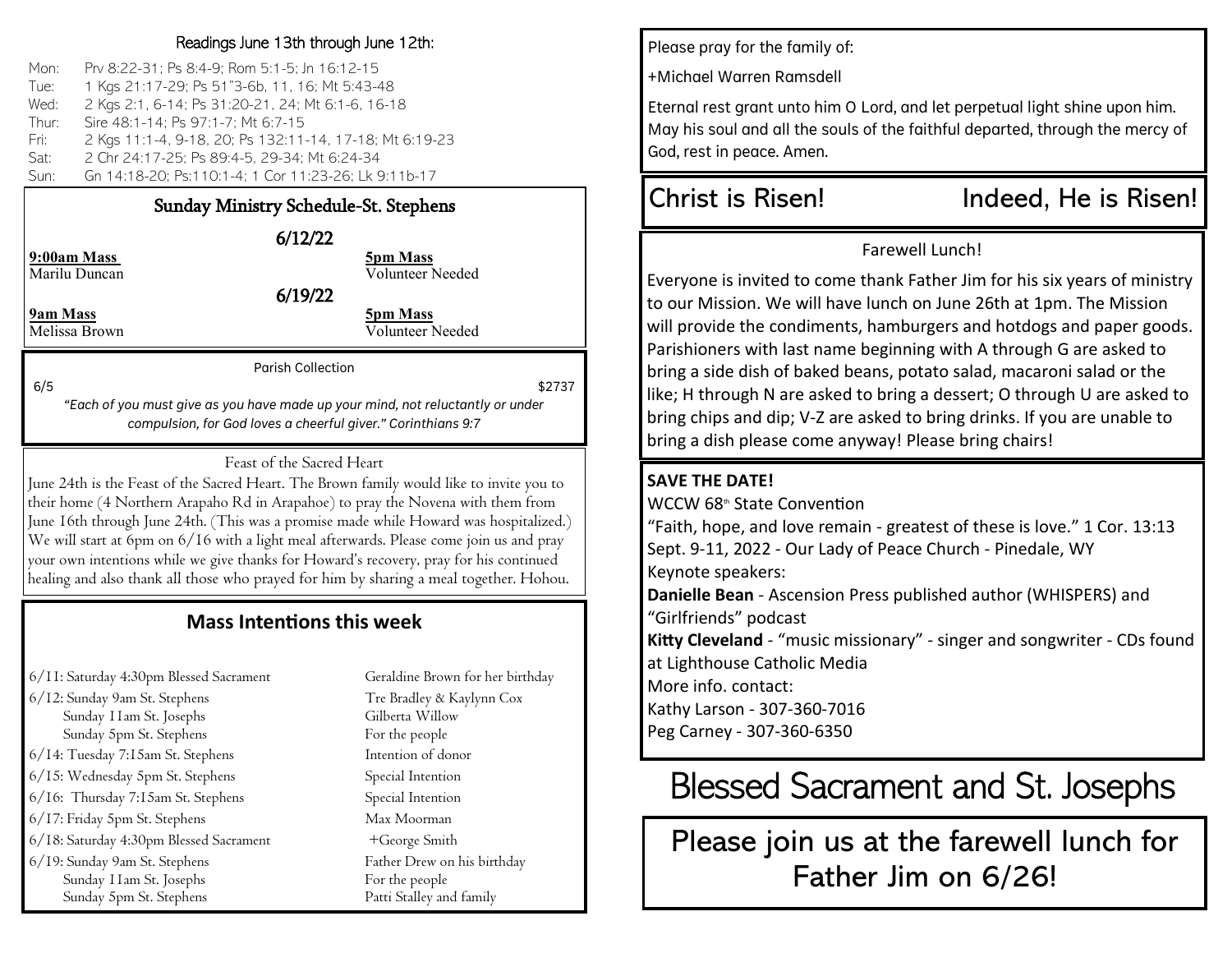## Readings June 13th through June 12th:

Mon: Prv 8:22-31; Ps 8:4-9; Rom 5:1-5; Jn 16:12-15
Tue: 1 Kgs 21:17-29; Ps 51"3-6b, 11, 16; Mt 5:43-48
Wed: 2 Kgs 2:1, 6-14; Ps 31:20-21, 24; Mt 6:1-6, 16-18
Thur: Sire 48:1-14; Ps 97:1-7; Mt 6:7-15
Fri: 2 Kgs 11:1-4, 9-18, 20; Ps 132:11-14, 17-18; Mt 6:19-23
Sat: 2 Chr 24:17-25; Ps 89:4-5, 29-34; Mt 6:24-34
Sun: Gn 14:18-20; Ps:110:1-4; 1 Cor 11:23-26; Lk 9:11b-17

## Sunday Ministry Schedule-St. Stephens

**6/12/22**

| | |
|---|---|
| **9:00am Mass** | **5pm Mass** |
| Marilu Duncan | Volunteer Needed |

**6/19/22**

| | |
|---|---|
| **9am Mass** | **5pm Mass** |
| Melissa Brown | Volunteer Needed |

### Parish Collection

6/5 $2737

*"Each of you must give as you have made up your mind, not reluctantly or under compulsion, for God loves a cheerful giver." Corinthians 9:7*

### Feast of the Sacred Heart

June 24th is the Feast of the Sacred Heart. The Brown family would like to invite you to their home (4 Northern Arapaho Rd in Arapahoe) to pray the Novena with them from June 16th through June 24th. (This was a promise made while Howard was hospitalized.) We will start at 6pm on 6/16 with a light meal afterwards. Please come join us and pray your own intentions while we give thanks for Howard's recovery, pray for his continued healing and also thank all those who prayed for him by sharing a meal together. Hohou.

## Mass Intentions this week

| | |
|---|---|
| 6/11: Saturday 4:30pm Blessed Sacrament | Geraldine Brown for her birthday |
| 6/12: Sunday 9am St. Stephens | Tre Bradley & Kaylynn Cox |
| Sunday 11am St. Josephs | Gilberta Willow |
| Sunday 5pm St. Stephens | For the people |
| 6/14: Tuesday 7:15am St. Stephens | Intention of donor |
| 6/15: Wednesday 5pm St. Stephens | Special Intention |
| 6/16: Thursday 7:15am St. Stephens | Special Intention |
| 6/17: Friday 5pm St. Stephens | Max Moorman |
| 6/18: Saturday 4:30pm Blessed Sacrament | +George Smith |
| 6/19: Sunday 9am St. Stephens | Father Drew on his birthday |
| Sunday 11am St. Josephs | For the people |
| Sunday 5pm St. Stephens | Patti Stalley and family |

Please pray for the family of:

+Michael Warren Ramsdell

Eternal rest grant unto him O Lord, and let perpetual light shine upon him. May his soul and all the souls of the faithful departed, through the mercy of God, rest in peace. Amen.

## Christ is Risen! Indeed, He is Risen!

### Farewell Lunch!

Everyone is invited to come thank Father Jim for his six years of ministry to our Mission. We will have lunch on June 26th at 1pm. The Mission will provide the condiments, hamburgers and hotdogs and paper goods. Parishioners with last name beginning with A through G are asked to bring a side dish of baked beans, potato salad, macaroni salad or the like; H through N are asked to bring a dessert; O through U are asked to bring chips and dip; V-Z are asked to bring drinks. If you are unable to bring a dish please come anyway! Please bring chairs!

**SAVE THE DATE!**

WCCW 68th State Convention
"Faith, hope, and love remain - greatest of these is love." 1 Cor. 13:13
Sept. 9-11, 2022 - Our Lady of Peace Church - Pinedale, WY
Keynote speakers:
**Danielle Bean** - Ascension Press published author (WHISPERS) and "Girlfriends" podcast
**Kitty Cleveland** - "music missionary" - singer and songwriter - CDs found at Lighthouse Catholic Media
More info. contact:
Kathy Larson - 307-360-7016
Peg Carney - 307-360-6350

# Blessed Sacrament and St. Josephs

## Please join us at the farewell lunch for Father Jim on 6/26!